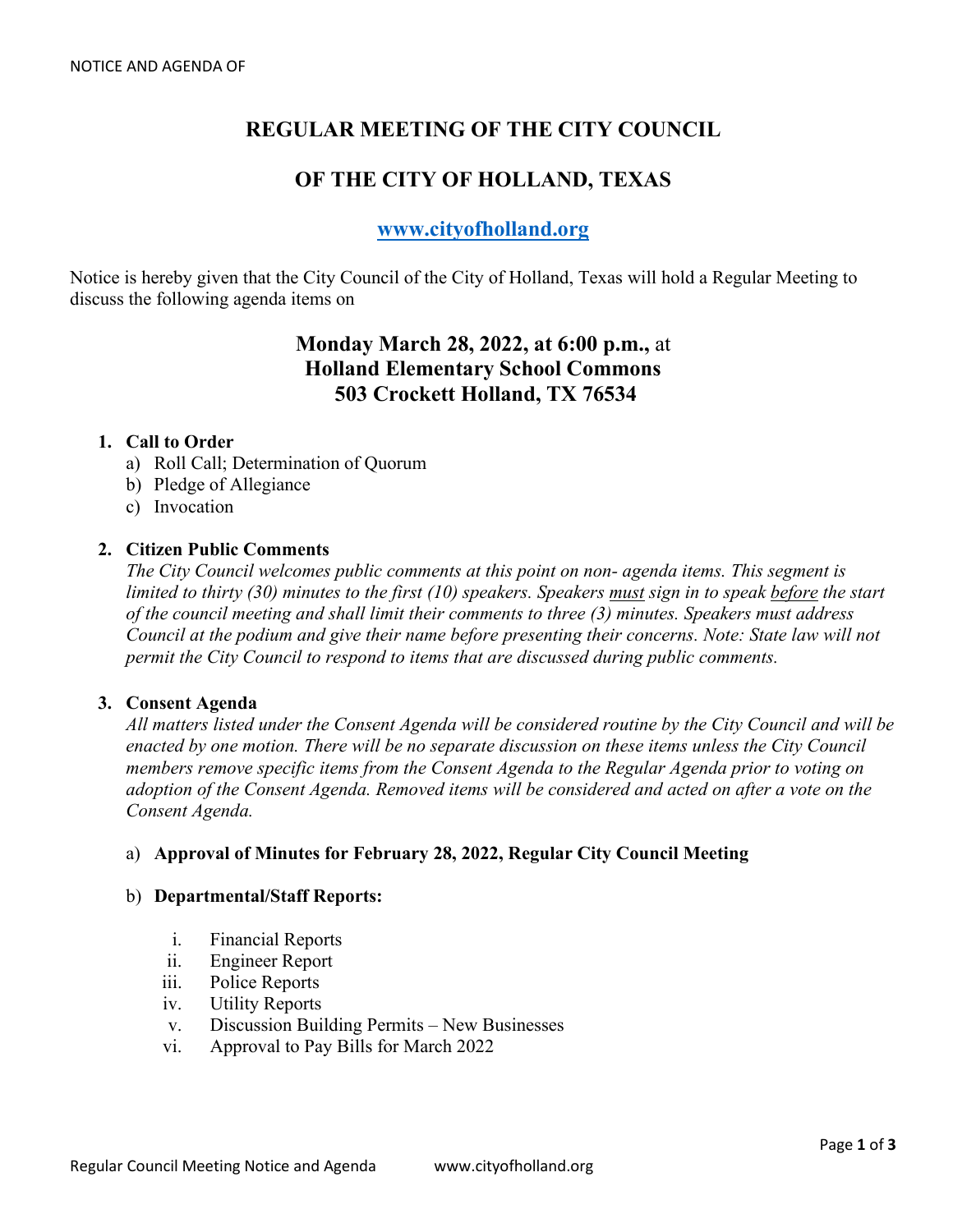NOTICE AND AGENDA OF

# REGULAR MEETING OF THE CITY COUNCIL

# OF THE CITY OF HOLLAND, TEXAS

**[www.cityofholland.org](http://www.cityofholland.org)**

Notice is hereby given that the City Council of the City of Holland, Texas will hold a Regular Meeting to discuss the following agenda items on

**Monday March 28, 2022, at 6:00 p.m.,** at
**Holland Elementary School Commons**
**503 Crockett Holland, TX 76534**

1. **Call to Order**
   a) Roll Call; Determination of Quorum
   b) Pledge of Allegiance
   c) Invocation

2. **Citizen Public Comments**
   *The City Council welcomes public comments at this point on non- agenda items. This segment is limited to thirty (30) minutes to the first (10) speakers. Speakers must sign in to speak before the start of the council meeting and shall limit their comments to three (3) minutes. Speakers must address Council at the podium and give their name before presenting their concerns. Note: State law will not permit the City Council to respond to items that are discussed during public comments.*

3. **Consent Agenda**
   *All matters listed under the Consent Agenda will be considered routine by the City Council and will be enacted by one motion. There will be no separate discussion on these items unless the City Council members remove specific items from the Consent Agenda to the Regular Agenda prior to voting on adoption of the Consent Agenda. Removed items will be considered and acted on after a vote on the Consent Agenda.*

   a) **Approval of Minutes for February 28, 2022, Regular City Council Meeting**

   b) **Departmental/Staff Reports:**

      i. Financial Reports
      ii. Engineer Report
      iii. Police Reports
      iv. Utility Reports
      v. Discussion Building Permits – New Businesses
      vi. Approval to Pay Bills for March 2022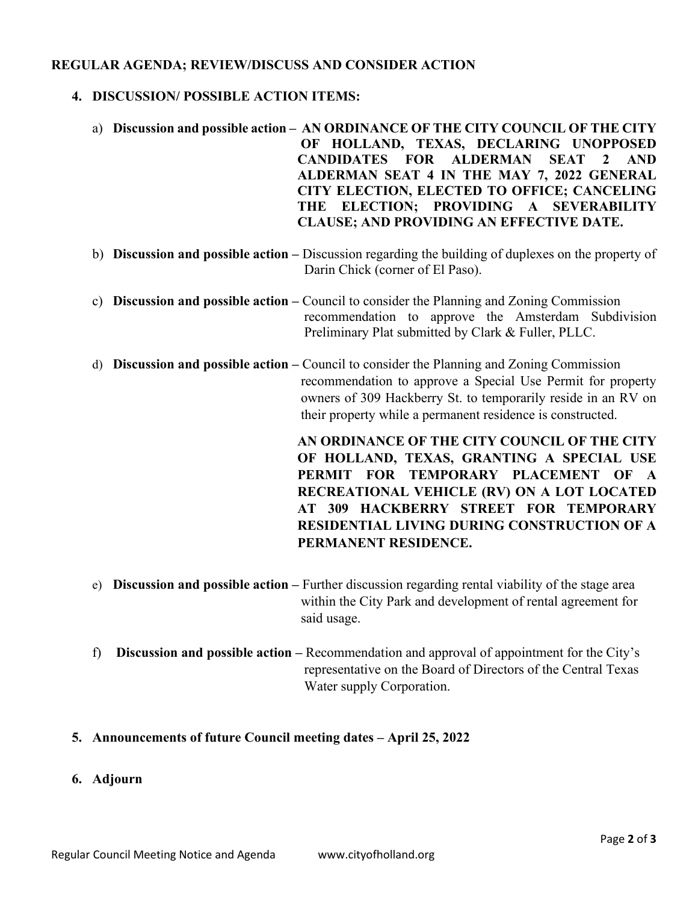**REGULAR AGENDA; REVIEW/DISCUSS AND CONSIDER ACTION**

4. **DISCUSSION/ POSSIBLE ACTION ITEMS:**

   a) **Discussion and possible action – AN ORDINANCE OF THE CITY COUNCIL OF THE CITY OF HOLLAND, TEXAS, DECLARING UNOPPOSED CANDIDATES FOR ALDERMAN SEAT 2 AND ALDERMAN SEAT 4 IN THE MAY 7, 2022 GENERAL CITY ELECTION, ELECTED TO OFFICE; CANCELING THE ELECTION; PROVIDING A SEVERABILITY CLAUSE; AND PROVIDING AN EFFECTIVE DATE.**

   b) **Discussion and possible action –** Discussion regarding the building of duplexes on the property of Darin Chick (corner of El Paso).

   c) **Discussion and possible action –** Council to consider the Planning and Zoning Commission recommendation to approve the Amsterdam Subdivision Preliminary Plat submitted by Clark & Fuller, PLLC.

   d) **Discussion and possible action –** Council to consider the Planning and Zoning Commission recommendation to approve a Special Use Permit for property owners of 309 Hackberry St. to temporarily reside in an RV on their property while a permanent residence is constructed.

      **AN ORDINANCE OF THE CITY COUNCIL OF THE CITY OF HOLLAND, TEXAS, GRANTING A SPECIAL USE PERMIT FOR TEMPORARY PLACEMENT OF A RECREATIONAL VEHICLE (RV) ON A LOT LOCATED AT 309 HACKBERRY STREET FOR TEMPORARY RESIDENTIAL LIVING DURING CONSTRUCTION OF A PERMANENT RESIDENCE.**

   e) **Discussion and possible action –** Further discussion regarding rental viability of the stage area within the City Park and development of rental agreement for said usage.

   f) **Discussion and possible action –** Recommendation and approval of appointment for the City's representative on the Board of Directors of the Central Texas Water supply Corporation.

5. **Announcements of future Council meeting dates – April 25, 2022**

6. **Adjourn**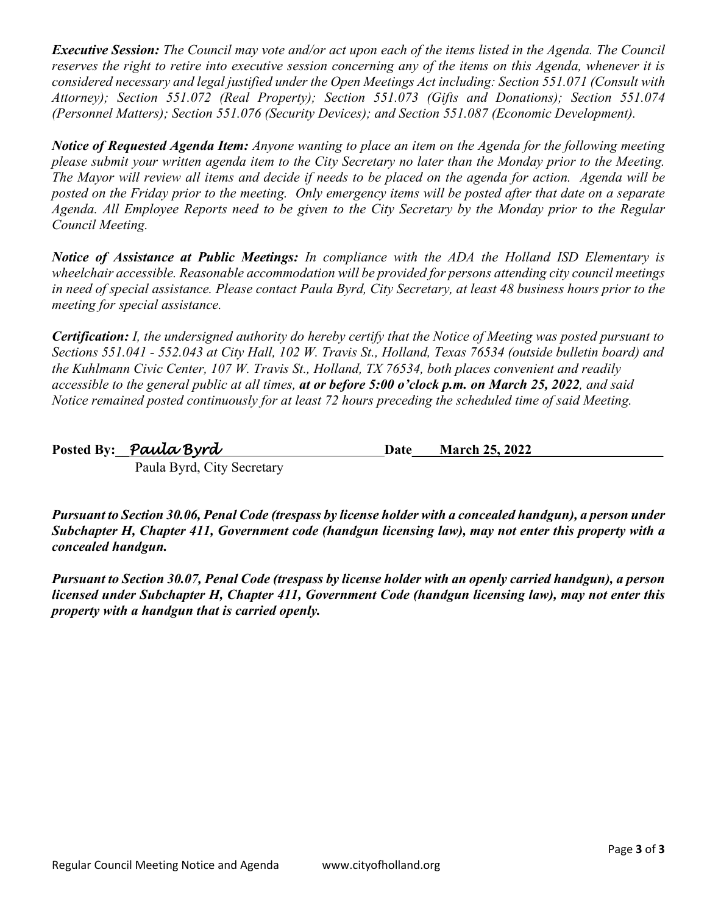***Executive Session:*** *The Council may vote and/or act upon each of the items listed in the Agenda. The Council reserves the right to retire into executive session concerning any of the items on this Agenda, whenever it is considered necessary and legal justified under the Open Meetings Act including: Section 551.071 (Consult with Attorney); Section 551.072 (Real Property); Section 551.073 (Gifts and Donations); Section 551.074 (Personnel Matters); Section 551.076 (Security Devices); and Section 551.087 (Economic Development).*

***Notice of Requested Agenda Item:*** *Anyone wanting to place an item on the Agenda for the following meeting please submit your written agenda item to the City Secretary no later than the Monday prior to the Meeting. The Mayor will review all items and decide if needs to be placed on the agenda for action. Agenda will be posted on the Friday prior to the meeting. Only emergency items will be posted after that date on a separate Agenda. All Employee Reports need to be given to the City Secretary by the Monday prior to the Regular Council Meeting.*

***Notice of Assistance at Public Meetings:*** *In compliance with the ADA the Holland ISD Elementary is wheelchair accessible. Reasonable accommodation will be provided for persons attending city council meetings in need of special assistance. Please contact Paula Byrd, City Secretary, at least 48 business hours prior to the meeting for special assistance.*

***Certification:*** *I, the undersigned authority do hereby certify that the Notice of Meeting was posted pursuant to Sections 551.041 - 552.043 at City Hall, 102 W. Travis St., Holland, Texas 76534 (outside bulletin board) and the Kuhlmann Civic Center, 107 W. Travis St., Holland, TX 76534, both places convenient and readily accessible to the general public at all times,* ***at or before 5:00 o'clock p.m. on March 25, 2022****, and said Notice remained posted continuously for at least 72 hours preceding the scheduled time of said Meeting.*

**Posted By:** *Paula Byrd* **Date** **March 25, 2022**

Paula Byrd, City Secretary

***Pursuant to Section 30.06, Penal Code (trespass by license holder with a concealed handgun), a person under Subchapter H, Chapter 411, Government code (handgun licensing law), may not enter this property with a concealed handgun.***

***Pursuant to Section 30.07, Penal Code (trespass by license holder with an openly carried handgun), a person licensed under Subchapter H, Chapter 411, Government Code (handgun licensing law), may not enter this property with a handgun that is carried openly.***